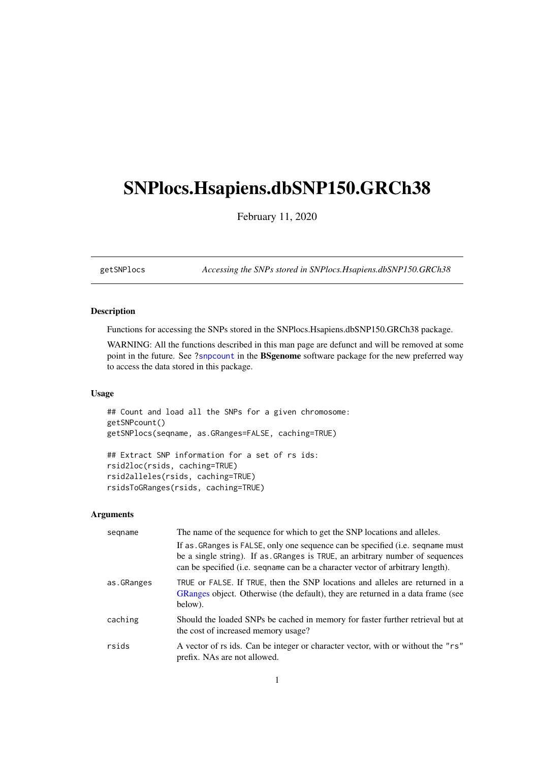# SNPlocs.Hsapiens.dbSNP150.GRCh38

February 11, 2020

getSNPlocs *Accessing the SNPs stored in SNPlocs.Hsapiens.dbSNP150.GRCh38*

### Description

Functions for accessing the SNPs stored in the SNPlocs.Hsapiens.dbSNP150.GRCh38 package.

WARNING: All the functions described in this man page are defunct and will be removed at some point in the future. See `?snpcount` in the **BSgenome** software package for the new preferred way to access the data stored in this package.

### Usage

```
## Count and load all the SNPs for a given chromosome:
getSNPcount()
getSNPlocs(seqname, as.GRanges=FALSE, caching=TRUE)

## Extract SNP information for a set of rs ids:
rsid2loc(rsids, caching=TRUE)
rsid2alleles(rsids, caching=TRUE)
rsidsToGRanges(rsids, caching=TRUE)
```

### Arguments

| | |
|---|---|
| `seqname` | The name of the sequence for which to get the SNP locations and alleles. If `as.GRanges` is `FALSE`, only one sequence can be specified (i.e. `seqname` must be a single string). If `as.GRanges` is `TRUE`, an arbitrary number of sequences can be specified (i.e. `seqname` can be a character vector of arbitrary length). |
| `as.GRanges` | `TRUE` or `FALSE`. If `TRUE`, then the SNP locations and alleles are returned in a GRanges object. Otherwise (the default), they are returned in a data frame (see below). |
| `caching` | Should the loaded SNPs be cached in memory for faster further retrieval but at the cost of increased memory usage? |
| `rsids` | A vector of rs ids. Can be integer or character vector, with or without the `"rs"` prefix. NAs are not allowed. |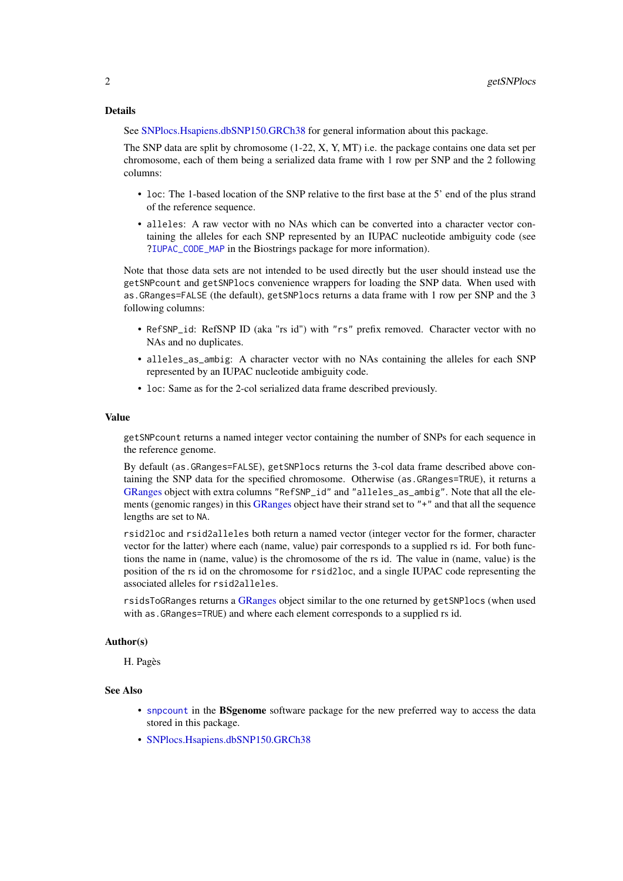## Details

See SNPlocs.Hsapiens.dbSNP150.GRCh38 for general information about this package.

The SNP data are split by chromosome (1-22, X, Y, MT) i.e. the package contains one data set per chromosome, each of them being a serialized data frame with 1 row per SNP and the 2 following columns:

- `loc`: The 1-based location of the SNP relative to the first base at the 5' end of the plus strand of the reference sequence.
- `alleles`: A raw vector with no NAs which can be converted into a character vector containing the alleles for each SNP represented by an IUPAC nucleotide ambiguity code (see `?IUPAC_CODE_MAP` in the Biostrings package for more information).

Note that those data sets are not intended to be used directly but the user should instead use the `getSNPcount` and `getSNPlocs` convenience wrappers for loading the SNP data. When used with `as.GRanges=FALSE` (the default), `getSNPlocs` returns a data frame with 1 row per SNP and the 3 following columns:

- `RefSNP_id`: RefSNP ID (aka "rs id") with `"rs"` prefix removed. Character vector with no NAs and no duplicates.
- `alleles_as_ambig`: A character vector with no NAs containing the alleles for each SNP represented by an IUPAC nucleotide ambiguity code.
- `loc`: Same as for the 2-col serialized data frame described previously.

## Value

`getSNPcount` returns a named integer vector containing the number of SNPs for each sequence in the reference genome.

By default (`as.GRanges=FALSE`), `getSNPlocs` returns the 3-col data frame described above containing the SNP data for the specified chromosome. Otherwise (`as.GRanges=TRUE`), it returns a GRanges object with extra columns `"RefSNP_id"` and `"alleles_as_ambig"`. Note that all the elements (genomic ranges) in this GRanges object have their strand set to `"+"` and that all the sequence lengths are set to `NA`.

`rsid2loc` and `rsid2alleles` both return a named vector (integer vector for the former, character vector for the latter) where each (name, value) pair corresponds to a supplied rs id. For both functions the name in (name, value) is the chromosome of the rs id. The value in (name, value) is the position of the rs id on the chromosome for `rsid2loc`, and a single IUPAC code representing the associated alleles for `rsid2alleles`.

`rsidsToGRanges` returns a GRanges object similar to the one returned by `getSNPlocs` (when used with `as.GRanges=TRUE`) and where each element corresponds to a supplied rs id.

## Author(s)

H. Pagès

## See Also

- `snpcount` in the **BSgenome** software package for the new preferred way to access the data stored in this package.
- SNPlocs.Hsapiens.dbSNP150.GRCh38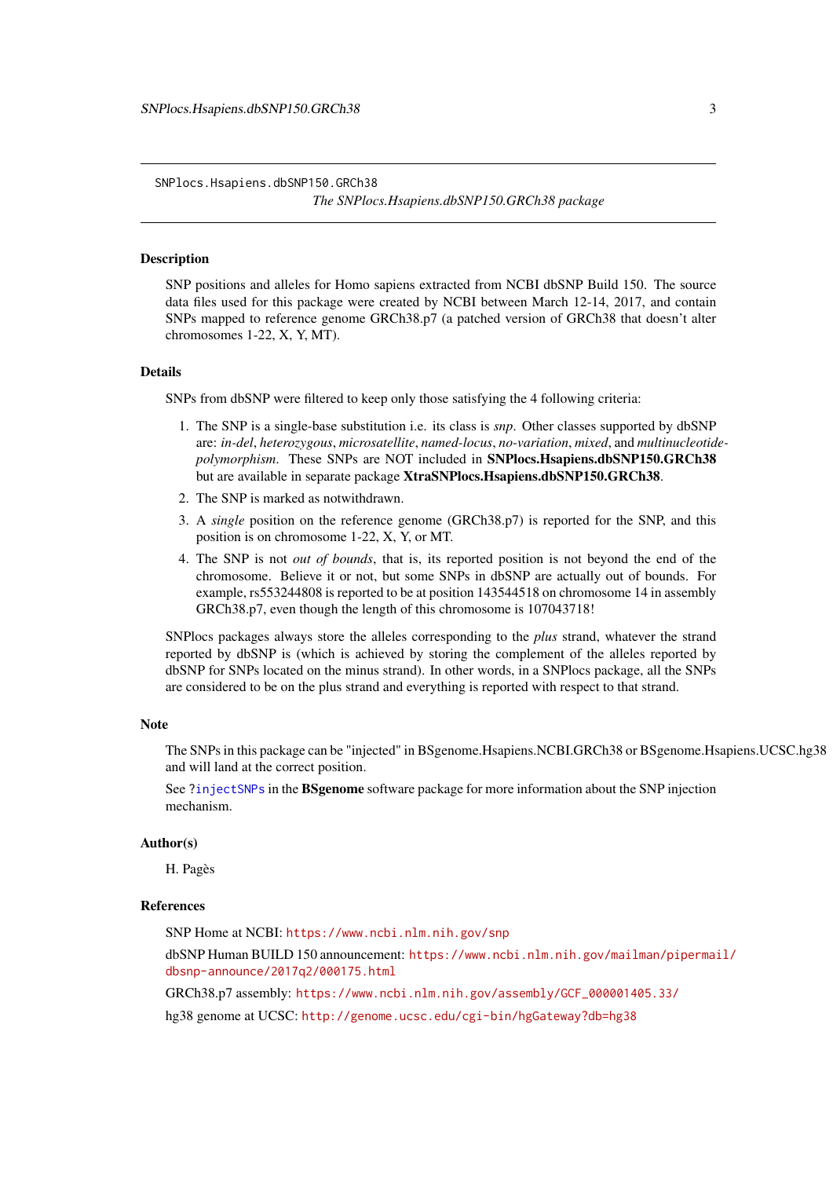## SNPlocs.Hsapiens.dbSNP150.GRCh38

*The SNPlocs.Hsapiens.dbSNP150.GRCh38 package*

### Description

SNP positions and alleles for Homo sapiens extracted from NCBI dbSNP Build 150. The source data files used for this package were created by NCBI between March 12-14, 2017, and contain SNPs mapped to reference genome GRCh38.p7 (a patched version of GRCh38 that doesn't alter chromosomes 1-22, X, Y, MT).

### Details

SNPs from dbSNP were filtered to keep only those satisfying the 4 following criteria:

1. The SNP is a single-base substitution i.e. its class is *snp*. Other classes supported by dbSNP are: *in-del*, *heterozygous*, *microsatellite*, *named-locus*, *no-variation*, *mixed*, and *multinucleotide-polymorphism*. These SNPs are NOT included in **SNPlocs.Hsapiens.dbSNP150.GRCh38** but are available in separate package **XtraSNPlocs.Hsapiens.dbSNP150.GRCh38**.
2. The SNP is marked as notwithdrawn.
3. A *single* position on the reference genome (GRCh38.p7) is reported for the SNP, and this position is on chromosome 1-22, X, Y, or MT.
4. The SNP is not *out of bounds*, that is, its reported position is not beyond the end of the chromosome. Believe it or not, but some SNPs in dbSNP are actually out of bounds. For example, rs553244808 is reported to be at position 143544518 on chromosome 14 in assembly GRCh38.p7, even though the length of this chromosome is 107043718!

SNPlocs packages always store the alleles corresponding to the *plus* strand, whatever the strand reported by dbSNP is (which is achieved by storing the complement of the alleles reported by dbSNP for SNPs located on the minus strand). In other words, in a SNPlocs package, all the SNPs are considered to be on the plus strand and everything is reported with respect to that strand.

### Note

The SNPs in this package can be "injected" in BSgenome.Hsapiens.NCBI.GRCh38 or BSgenome.Hsapiens.UCSC.hg38 and will land at the correct position.

See `?injectSNPs` in the **BSgenome** software package for more information about the SNP injection mechanism.

### Author(s)

H. Pagès

### References

SNP Home at NCBI: https://www.ncbi.nlm.nih.gov/snp

dbSNP Human BUILD 150 announcement: https://www.ncbi.nlm.nih.gov/mailman/pipermail/dbsnp-announce/2017q2/000175.html

GRCh38.p7 assembly: https://www.ncbi.nlm.nih.gov/assembly/GCF_000001405.33/

hg38 genome at UCSC: http://genome.ucsc.edu/cgi-bin/hgGateway?db=hg38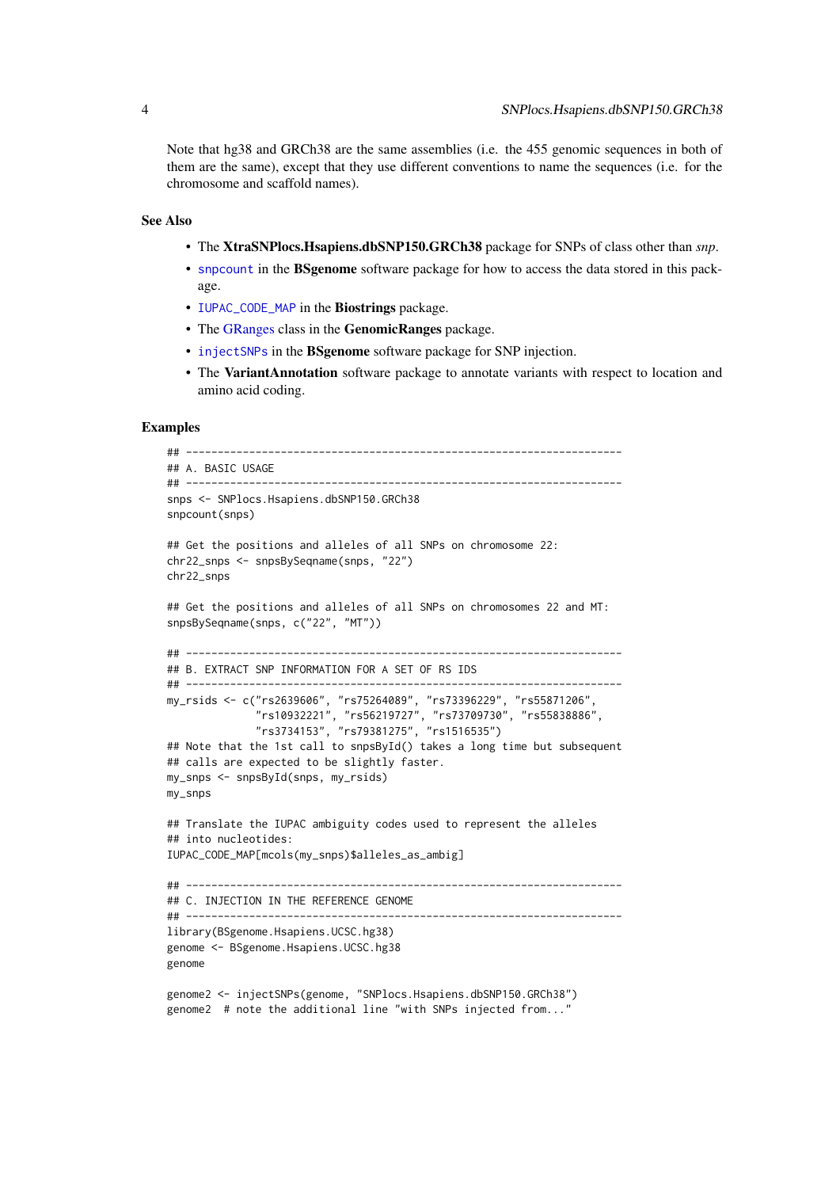Note that hg38 and GRCh38 are the same assemblies (i.e. the 455 genomic sequences in both of them are the same), except that they use different conventions to name the sequences (i.e. for the chromosome and scaffold names).

### See Also

- The **XtraSNPlocs.Hsapiens.dbSNP150.GRCh38** package for SNPs of class other than *snp*.
- `snpcount` in the **BSgenome** software package for how to access the data stored in this package.
- `IUPAC_CODE_MAP` in the **Biostrings** package.
- The GRanges class in the **GenomicRanges** package.
- `injectSNPs` in the **BSgenome** software package for SNP injection.
- The **VariantAnnotation** software package to annotate variants with respect to location and amino acid coding.

### Examples

```
## ---------------------------------------------------------------------
## A. BASIC USAGE
## ---------------------------------------------------------------------
snps <- SNPlocs.Hsapiens.dbSNP150.GRCh38
snpcount(snps)

## Get the positions and alleles of all SNPs on chromosome 22:
chr22_snps <- snpsBySeqname(snps, "22")
chr22_snps

## Get the positions and alleles of all SNPs on chromosomes 22 and MT:
snpsBySeqname(snps, c("22", "MT"))

## ---------------------------------------------------------------------
## B. EXTRACT SNP INFORMATION FOR A SET OF RS IDS
## ---------------------------------------------------------------------
my_rsids <- c("rs2639606", "rs75264089", "rs73396229", "rs55871206",
              "rs10932221", "rs56219727", "rs73709730", "rs55838886",
              "rs3734153", "rs79381275", "rs1516535")
## Note that the 1st call to snpsById() takes a long time but subsequent
## calls are expected to be slightly faster.
my_snps <- snpsById(snps, my_rsids)
my_snps

## Translate the IUPAC ambiguity codes used to represent the alleles
## into nucleotides:
IUPAC_CODE_MAP[mcols(my_snps)$alleles_as_ambig]

## ---------------------------------------------------------------------
## C. INJECTION IN THE REFERENCE GENOME
## ---------------------------------------------------------------------
library(BSgenome.Hsapiens.UCSC.hg38)
genome <- BSgenome.Hsapiens.UCSC.hg38
genome

genome2 <- injectSNPs(genome, "SNPlocs.Hsapiens.dbSNP150.GRCh38")
genome2  # note the additional line "with SNPs injected from..."
```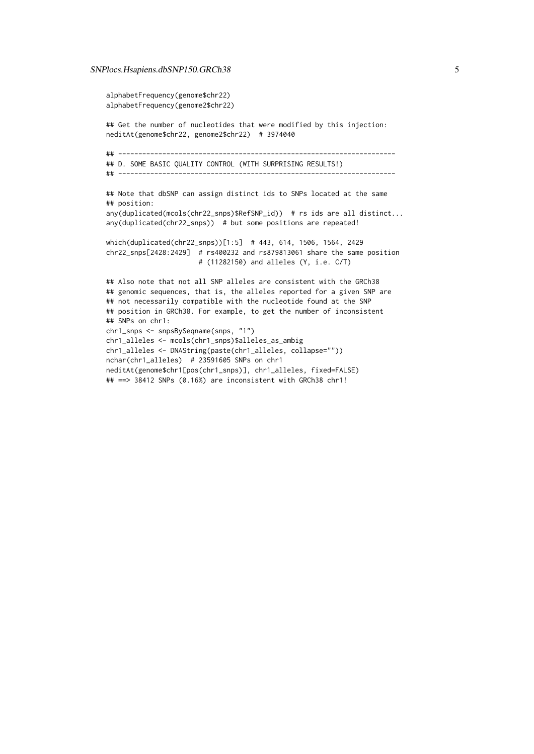```
alphabetFrequency(genome$chr22)
alphabetFrequency(genome2$chr22)

## Get the number of nucleotides that were modified by this injection:
neditAt(genome$chr22, genome2$chr22)  # 3974040

## ---------------------------------------------------------------------
## D. SOME BASIC QUALITY CONTROL (WITH SURPRISING RESULTS!)
## ---------------------------------------------------------------------

## Note that dbSNP can assign distinct ids to SNPs located at the same
## position:
any(duplicated(mcols(chr22_snps)$RefSNP_id))  # rs ids are all distinct...
any(duplicated(chr22_snps))  # but some positions are repeated!

which(duplicated(chr22_snps))[1:5]  # 443, 614, 1506, 1564, 2429
chr22_snps[2428:2429]  # rs400232 and rs879813061 share the same position
                       # (11282150) and alleles (Y, i.e. C/T)

## Also note that not all SNP alleles are consistent with the GRCh38
## genomic sequences, that is, the alleles reported for a given SNP are
## not necessarily compatible with the nucleotide found at the SNP
## position in GRCh38. For example, to get the number of inconsistent
## SNPs on chr1:
chr1_snps <- snpsBySeqname(snps, "1")
chr1_alleles <- mcols(chr1_snps)$alleles_as_ambig
chr1_alleles <- DNAString(paste(chr1_alleles, collapse=""))
nchar(chr1_alleles)  # 23591605 SNPs on chr1
neditAt(genome$chr1[pos(chr1_snps)], chr1_alleles, fixed=FALSE)
## ==> 38412 SNPs (0.16%) are inconsistent with GRCh38 chr1!
```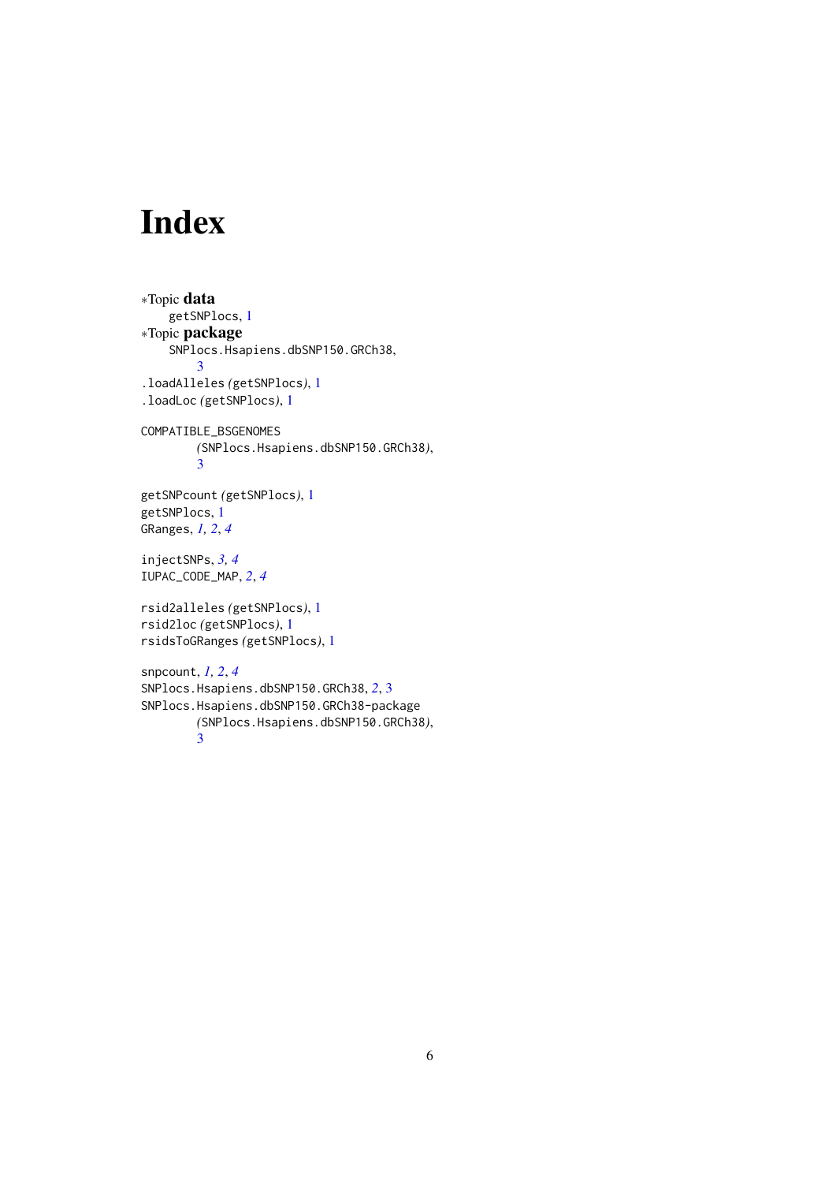# Index

*Topic **data**
    getSNPlocs, 1
*Topic **package**
    SNPlocs.Hsapiens.dbSNP150.GRCh38, 3
.loadAlleles *(getSNPlocs)*, 1
.loadLoc *(getSNPlocs)*, 1

COMPATIBLE_BSGENOMES *(SNPlocs.Hsapiens.dbSNP150.GRCh38)*, 3

getSNPcount *(getSNPlocs)*, 1
getSNPlocs, 1
GRanges, *1, 2*, *4*

injectSNPs, *3, 4*
IUPAC_CODE_MAP, *2*, *4*

rsid2alleles *(getSNPlocs)*, 1
rsid2loc *(getSNPlocs)*, 1
rsidsToGRanges *(getSNPlocs)*, 1

snpcount, *1, 2*, *4*
SNPlocs.Hsapiens.dbSNP150.GRCh38, *2*, 3
SNPlocs.Hsapiens.dbSNP150.GRCh38-package *(SNPlocs.Hsapiens.dbSNP150.GRCh38)*, 3